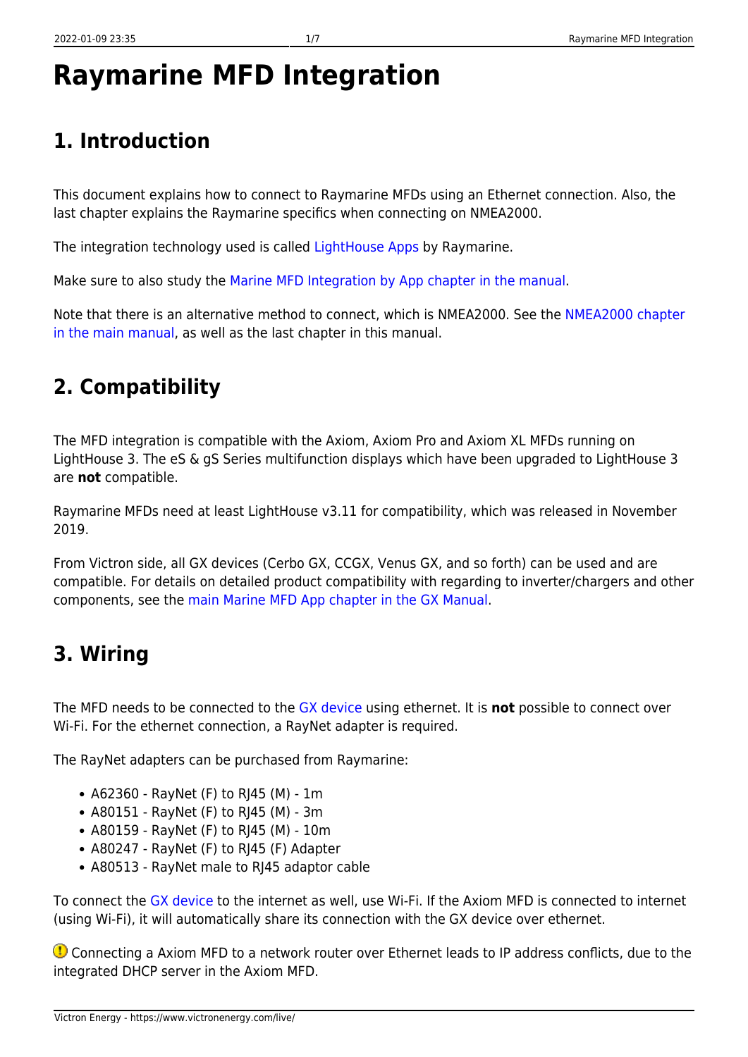# Raymarine MFD Integration

## 1. Introduction

This document explains how to connect to Raymarine MFDs using an Ethernet connection. Also, the last chapter explains the Raymarine specifics when connecting on NMEA2000.

The integration technology used is called LightHouse Apps by Raymarine.

Make sure to also study the Marine MFD Integration by App chapter in the manual.

Note that there is an alternative method to connect, which is NMEA2000. See the NMEA2000 chapter in the main manual, as well as the last chapter in this manual.

## 2. Compatibility

The MFD integration is compatible with the Axiom, Axiom Pro and Axiom XL MFDs running on LightHouse 3. The eS & gS Series multifunction displays which have been upgraded to LightHouse 3 are **not** compatible.

Raymarine MFDs need at least LightHouse v3.11 for compatibility, which was released in November 2019.

From Victron side, all GX devices (Cerbo GX, CCGX, Venus GX, and so forth) can be used and are compatible. For details on detailed product compatibility with regarding to inverter/chargers and other components, see the main Marine MFD App chapter in the GX Manual.

## 3. Wiring

The MFD needs to be connected to the GX device using ethernet. It is **not** possible to connect over Wi-Fi. For the ethernet connection, a RayNet adapter is required.

The RayNet adapters can be purchased from Raymarine:

- A62360 - RayNet (F) to RJ45 (M) - 1m
- A80151 - RayNet (F) to RJ45 (M) - 3m
- A80159 - RayNet (F) to RJ45 (M) - 10m
- A80247 - RayNet (F) to RJ45 (F) Adapter
- A80513 - RayNet male to RJ45 adaptor cable

To connect the GX device to the internet as well, use Wi-Fi. If the Axiom MFD is connected to internet (using Wi-Fi), it will automatically share its connection with the GX device over ethernet.

Connecting a Axiom MFD to a network router over Ethernet leads to IP address conflicts, due to the integrated DHCP server in the Axiom MFD.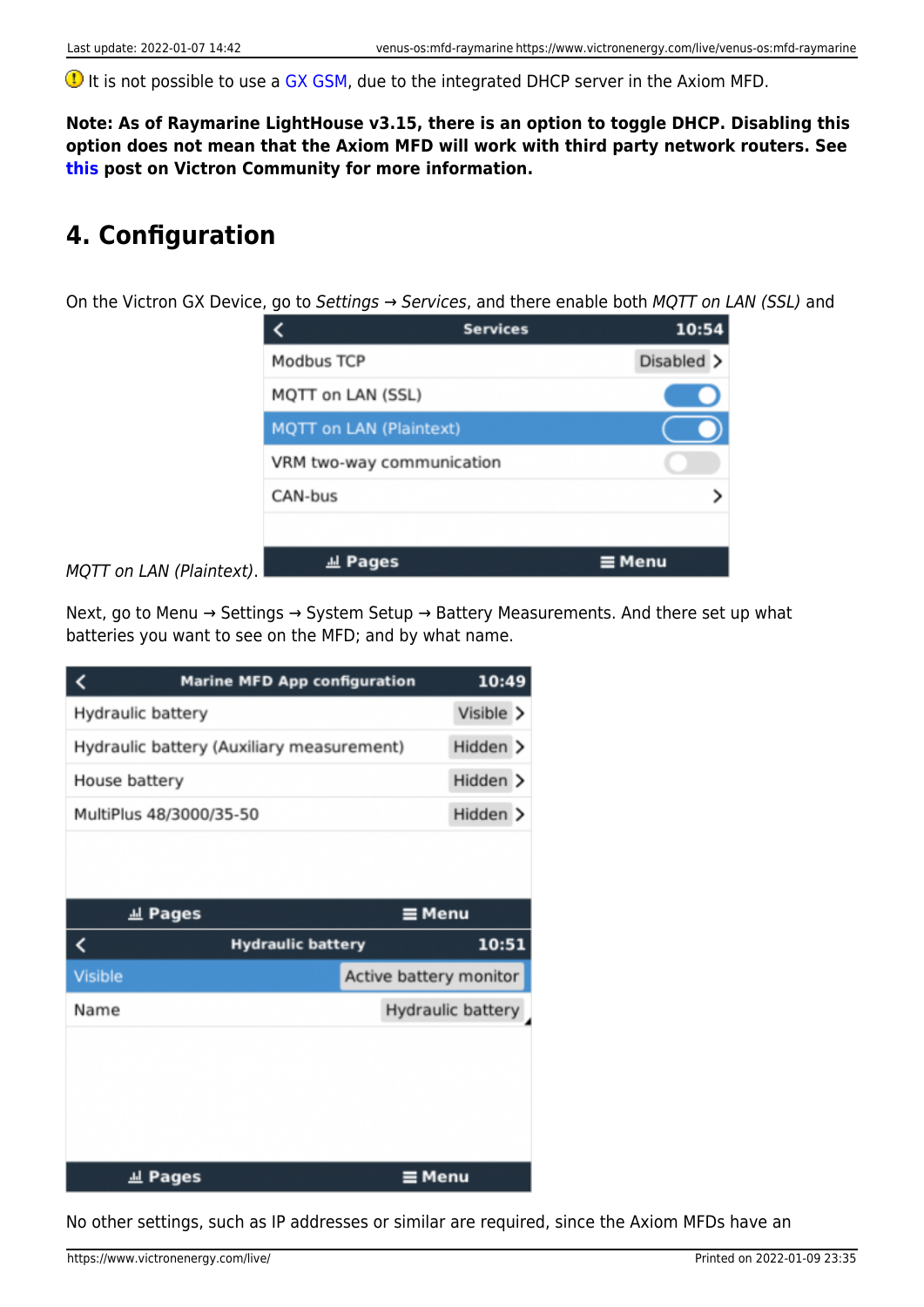It is not possible to use a GX GSM, due to the integrated DHCP server in the Axiom MFD.

**Note: As of Raymarine LightHouse v3.15, there is an option to toggle DHCP. Disabling this option does not mean that the Axiom MFD will work with third party network routers. See this post on Victron Community for more information.**

## 4. Configuration

On the Victron GX Device, go to *Settings* → *Services*, and there enable both *MQTT on LAN (SSL)* and *MQTT on LAN (Plaintext)*.

Next, go to Menu → Settings → System Setup → Battery Measurements. And there set up what batteries you want to see on the MFD; and by what name.

No other settings, such as IP addresses or similar are required, since the Axiom MFDs have an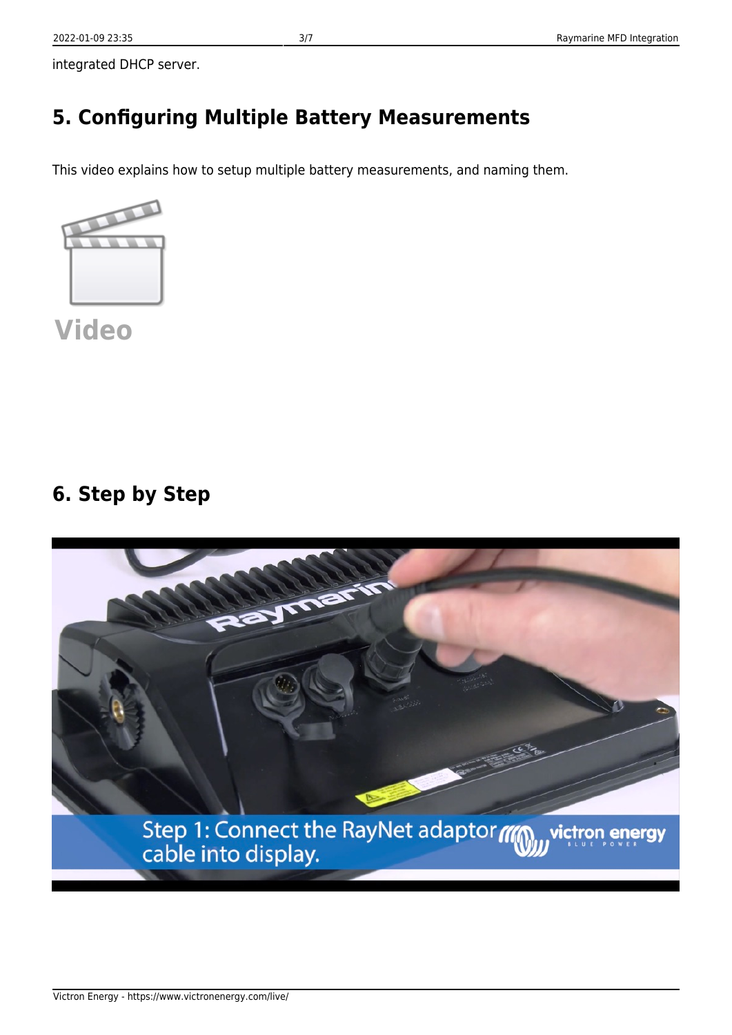integrated DHCP server.

## 5. Configuring Multiple Battery Measurements

This video explains how to setup multiple battery measurements, and naming them.

Video

## 6. Step by Step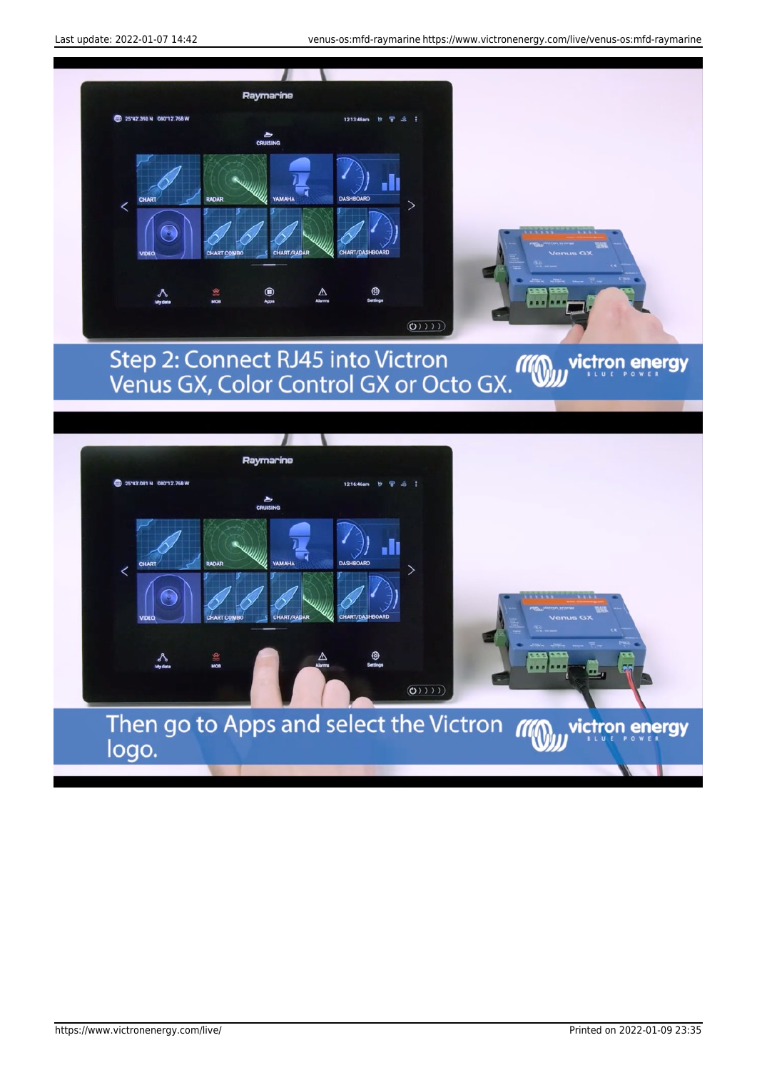Step 2: Connect RJ45 into Victron Venus GX, Color Control GX or Octo GX.

Then go to Apps and select the Victron logo.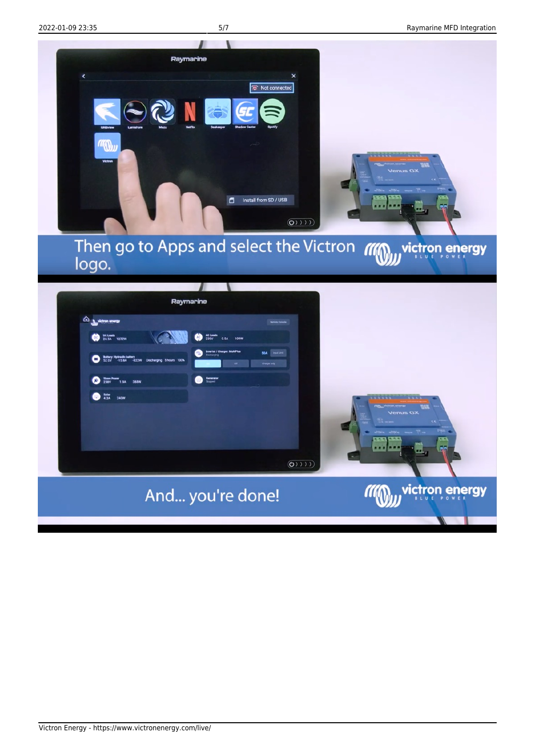Then go to Apps and select the Victron logo.

And... you're done!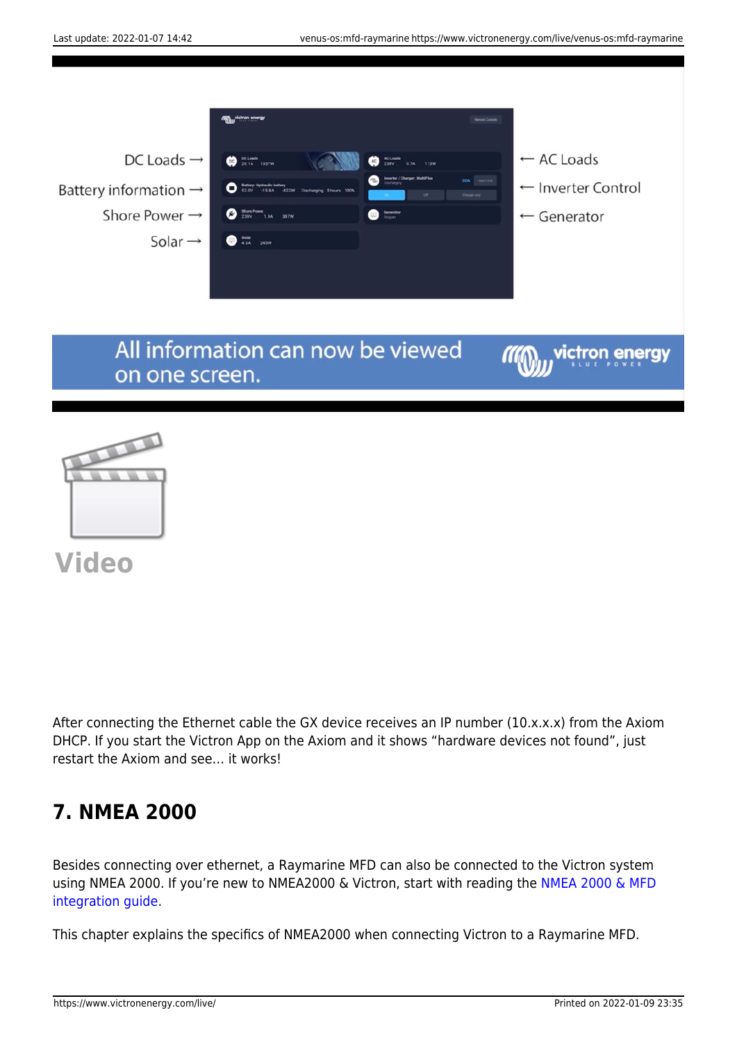After connecting the Ethernet cable the GX device receives an IP number (10.x.x.x) from the Axiom DHCP. If you start the Victron App on the Axiom and it shows "hardware devices not found", just restart the Axiom and see… it works!

## 7. NMEA 2000

Besides connecting over ethernet, a Raymarine MFD can also be connected to the Victron system using NMEA 2000. If you're new to NMEA2000 & Victron, start with reading the NMEA 2000 & MFD integration guide.

This chapter explains the specifics of NMEA2000 when connecting Victron to a Raymarine MFD.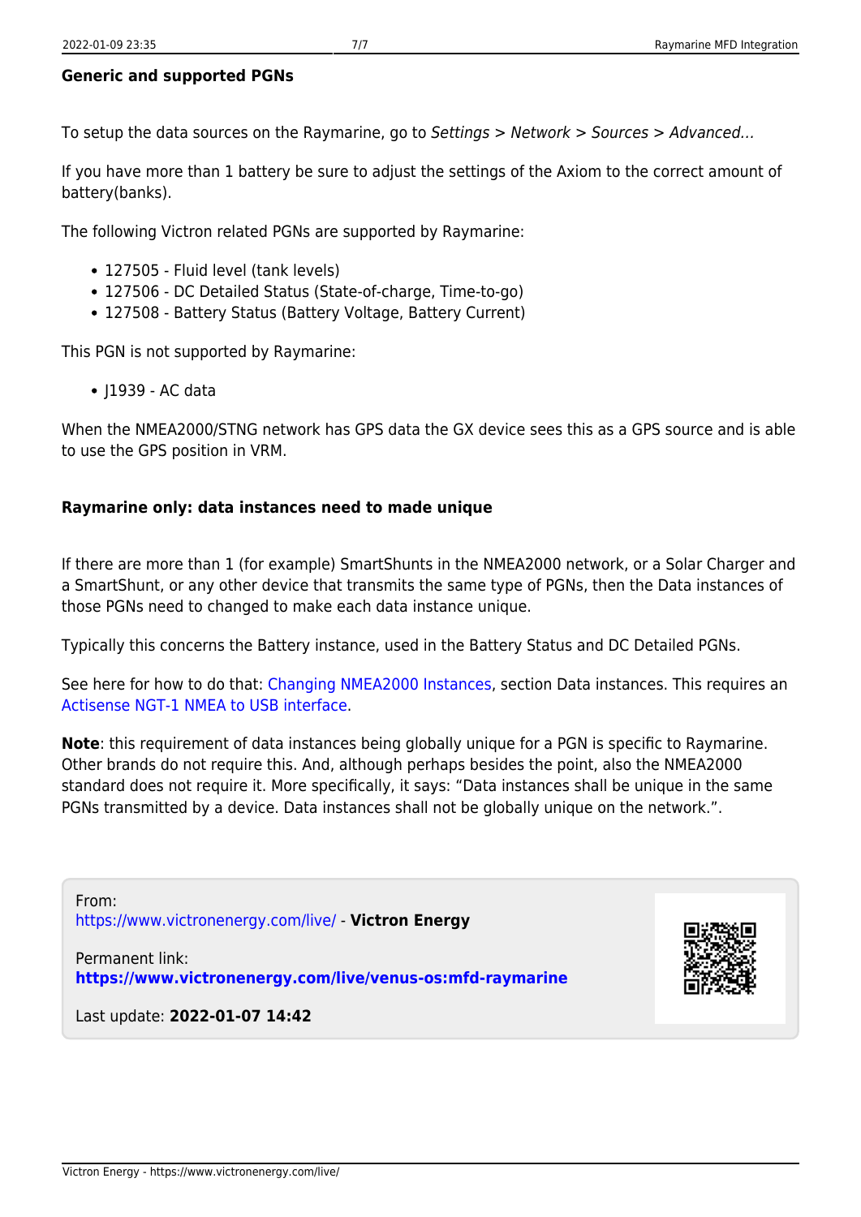### Generic and supported PGNs

To setup the data sources on the Raymarine, go to *Settings > Network > Sources > Advanced…*

If you have more than 1 battery be sure to adjust the settings of the Axiom to the correct amount of battery(banks).

The following Victron related PGNs are supported by Raymarine:

- 127505 - Fluid level (tank levels)
- 127506 - DC Detailed Status (State-of-charge, Time-to-go)
- 127508 - Battery Status (Battery Voltage, Battery Current)

This PGN is not supported by Raymarine:

- J1939 - AC data

When the NMEA2000/STNG network has GPS data the GX device sees this as a GPS source and is able to use the GPS position in VRM.

### Raymarine only: data instances need to made unique

If there are more than 1 (for example) SmartShunts in the NMEA2000 network, or a Solar Charger and a SmartShunt, or any other device that transmits the same type of PGNs, then the Data instances of those PGNs need to changed to make each data instance unique.

Typically this concerns the Battery instance, used in the Battery Status and DC Detailed PGNs.

See here for how to do that: Changing NMEA2000 Instances, section Data instances. This requires an Actisense NGT-1 NMEA to USB interface.

**Note**: this requirement of data instances being globally unique for a PGN is specific to Raymarine. Other brands do not require this. And, although perhaps besides the point, also the NMEA2000 standard does not require it. More specifically, it says: "Data instances shall be unique in the same PGNs transmitted by a device. Data instances shall not be globally unique on the network.".

From:
https://www.victronenergy.com/live/ - **Victron Energy**

Permanent link:
**https://www.victronenergy.com/live/venus-os:mfd-raymarine**

Last update: **2022-01-07 14:42**